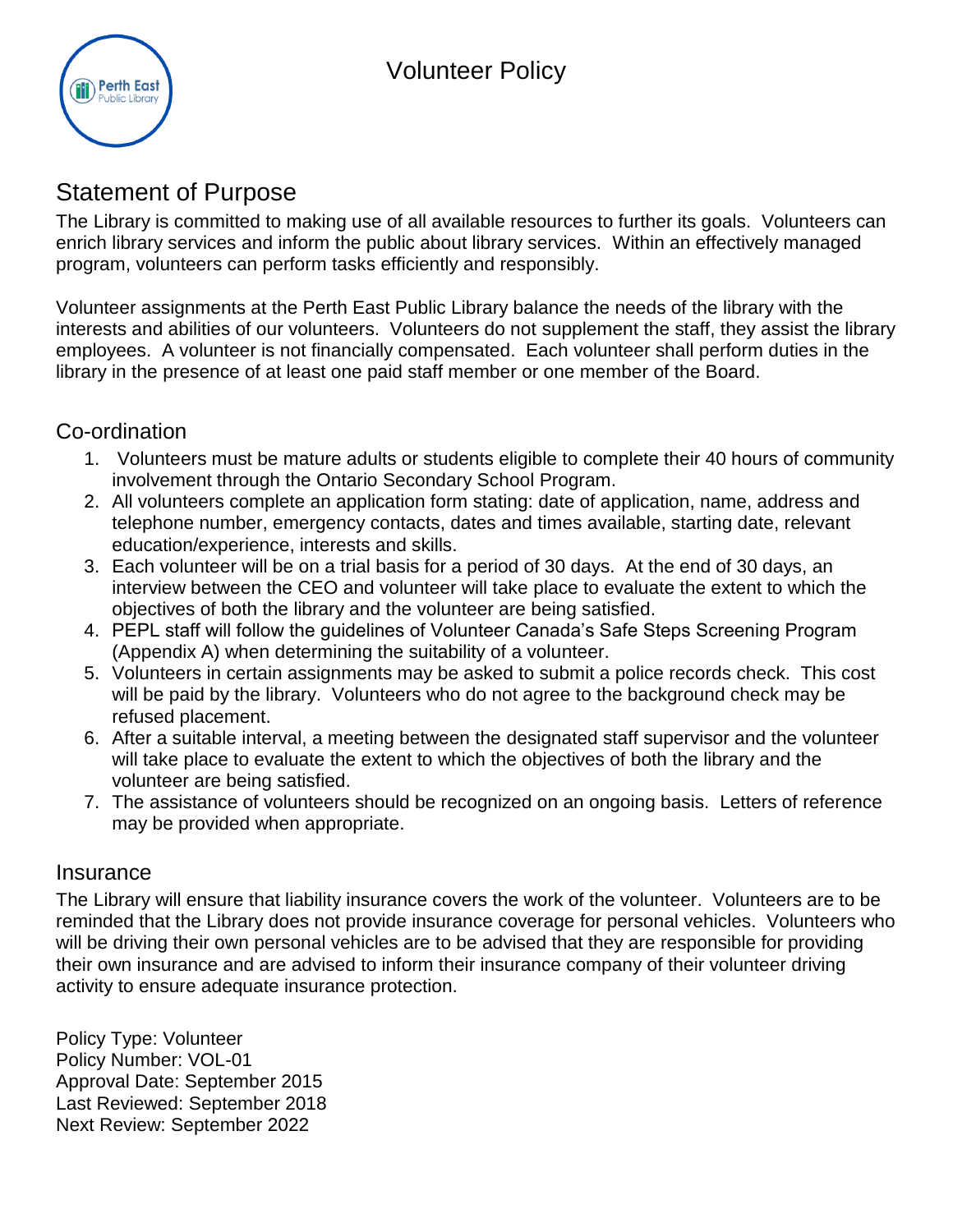# Volunteer Policy

## Statement of Purpose

The Library is committed to making use of all available resources to further its goals. Volunteers can enrich library services and inform the public about library services. Within an effectively managed program, volunteers can perform tasks efficiently and responsibly.

Volunteer assignments at the Perth East Public Library balance the needs of the library with the interests and abilities of our volunteers. Volunteers do not supplement the staff, they assist the library employees. A volunteer is not financially compensated. Each volunteer shall perform duties in the library in the presence of at least one paid staff member or one member of the Board.

## Co-ordination

1. Volunteers must be mature adults or students eligible to complete their 40 hours of community involvement through the Ontario Secondary School Program.
2. All volunteers complete an application form stating: date of application, name, address and telephone number, emergency contacts, dates and times available, starting date, relevant education/experience, interests and skills.
3. Each volunteer will be on a trial basis for a period of 30 days. At the end of 30 days, an interview between the CEO and volunteer will take place to evaluate the extent to which the objectives of both the library and the volunteer are being satisfied.
4. PEPL staff will follow the guidelines of Volunteer Canada's Safe Steps Screening Program (Appendix A) when determining the suitability of a volunteer.
5. Volunteers in certain assignments may be asked to submit a police records check. This cost will be paid by the library. Volunteers who do not agree to the background check may be refused placement.
6. After a suitable interval, a meeting between the designated staff supervisor and the volunteer will take place to evaluate the extent to which the objectives of both the library and the volunteer are being satisfied.
7. The assistance of volunteers should be recognized on an ongoing basis. Letters of reference may be provided when appropriate.

## Insurance

The Library will ensure that liability insurance covers the work of the volunteer. Volunteers are to be reminded that the Library does not provide insurance coverage for personal vehicles. Volunteers who will be driving their own personal vehicles are to be advised that they are responsible for providing their own insurance and are advised to inform their insurance company of their volunteer driving activity to ensure adequate insurance protection.

Policy Type: Volunteer
Policy Number: VOL-01
Approval Date: September 2015
Last Reviewed: September 2018
Next Review: September 2022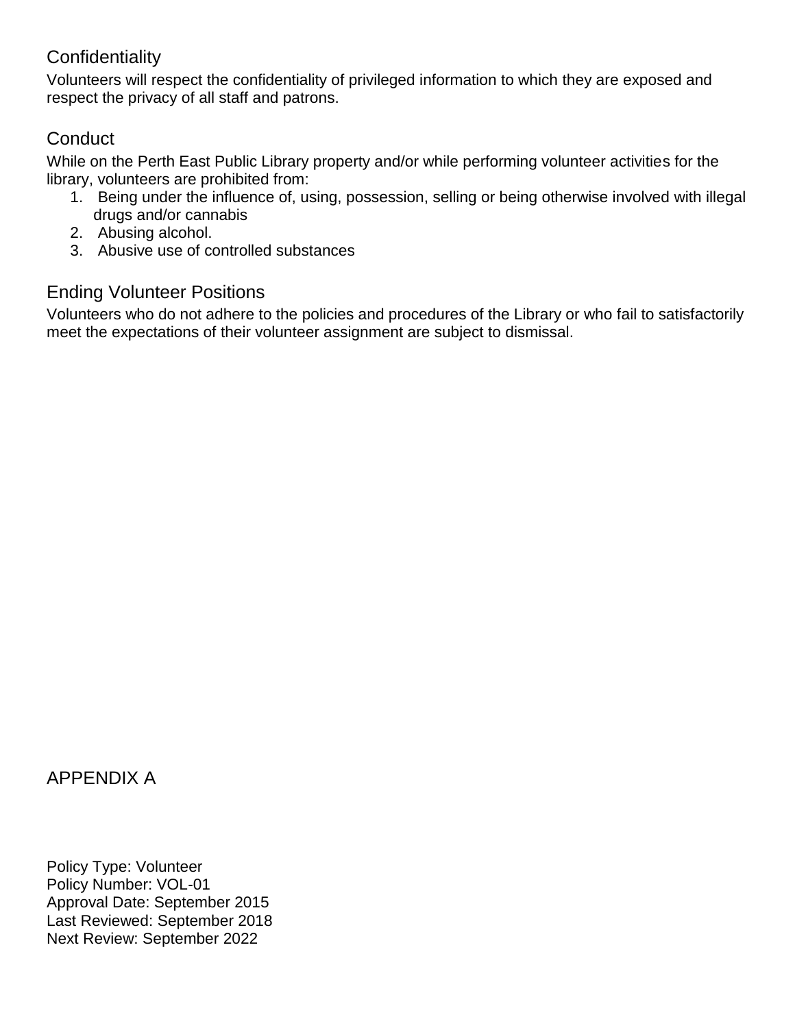## Confidentiality

Volunteers will respect the confidentiality of privileged information to which they are exposed and respect the privacy of all staff and patrons.

## Conduct

While on the Perth East Public Library property and/or while performing volunteer activities for the library, volunteers are prohibited from:

1. Being under the influence of, using, possession, selling or being otherwise involved with illegal drugs and/or cannabis
2. Abusing alcohol.
3. Abusive use of controlled substances

## Ending Volunteer Positions

Volunteers who do not adhere to the policies and procedures of the Library or who fail to satisfactorily meet the expectations of their volunteer assignment are subject to dismissal.

## APPENDIX A

Policy Type: Volunteer
Policy Number: VOL-01
Approval Date: September 2015
Last Reviewed: September 2018
Next Review: September 2022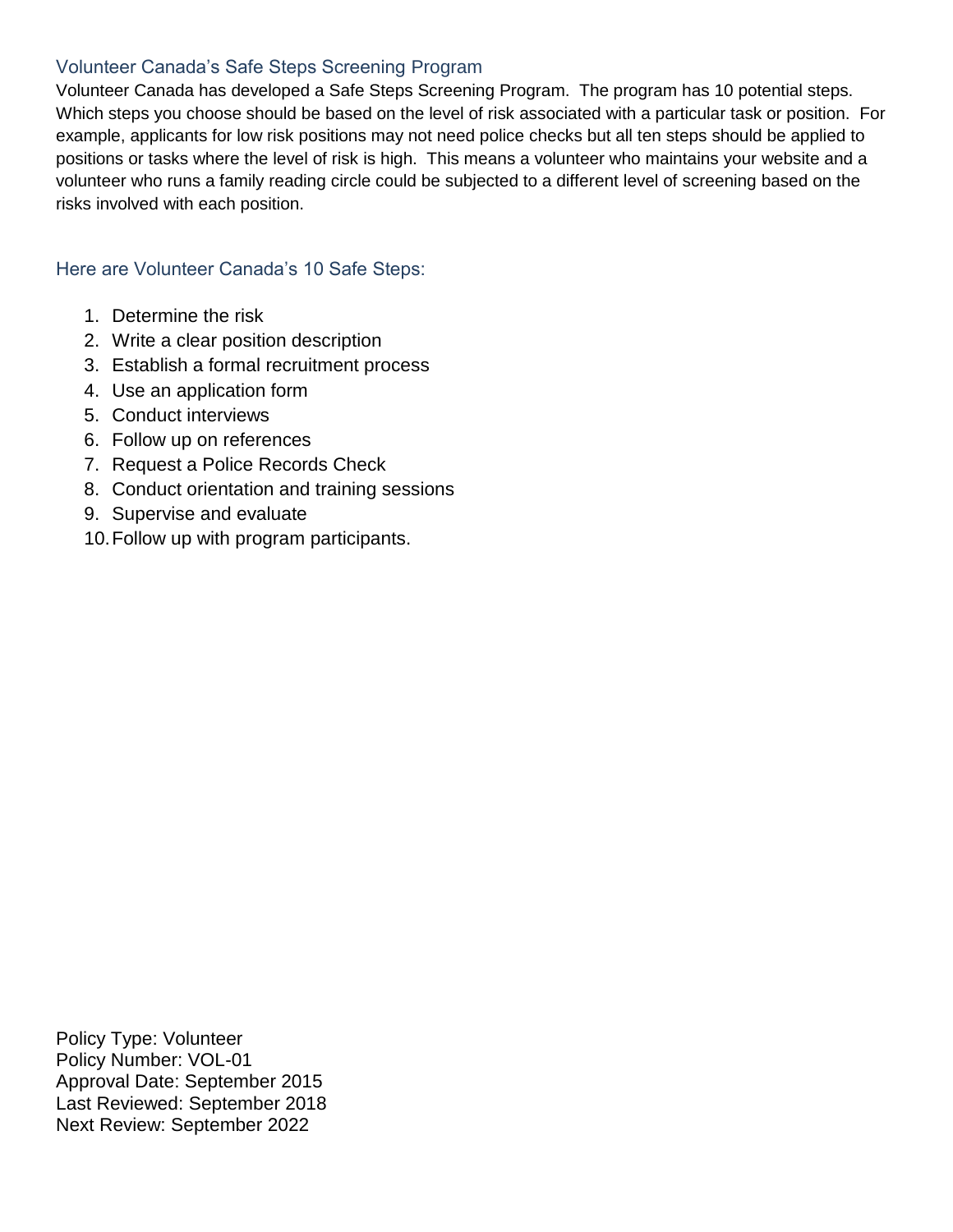## Volunteer Canada's Safe Steps Screening Program

Volunteer Canada has developed a Safe Steps Screening Program. The program has 10 potential steps. Which steps you choose should be based on the level of risk associated with a particular task or position. For example, applicants for low risk positions may not need police checks but all ten steps should be applied to positions or tasks where the level of risk is high. This means a volunteer who maintains your website and a volunteer who runs a family reading circle could be subjected to a different level of screening based on the risks involved with each position.

## Here are Volunteer Canada's 10 Safe Steps:

1. Determine the risk
2. Write a clear position description
3. Establish a formal recruitment process
4. Use an application form
5. Conduct interviews
6. Follow up on references
7. Request a Police Records Check
8. Conduct orientation and training sessions
9. Supervise and evaluate
10. Follow up with program participants.

Policy Type: Volunteer
Policy Number: VOL-01
Approval Date: September 2015
Last Reviewed: September 2018
Next Review: September 2022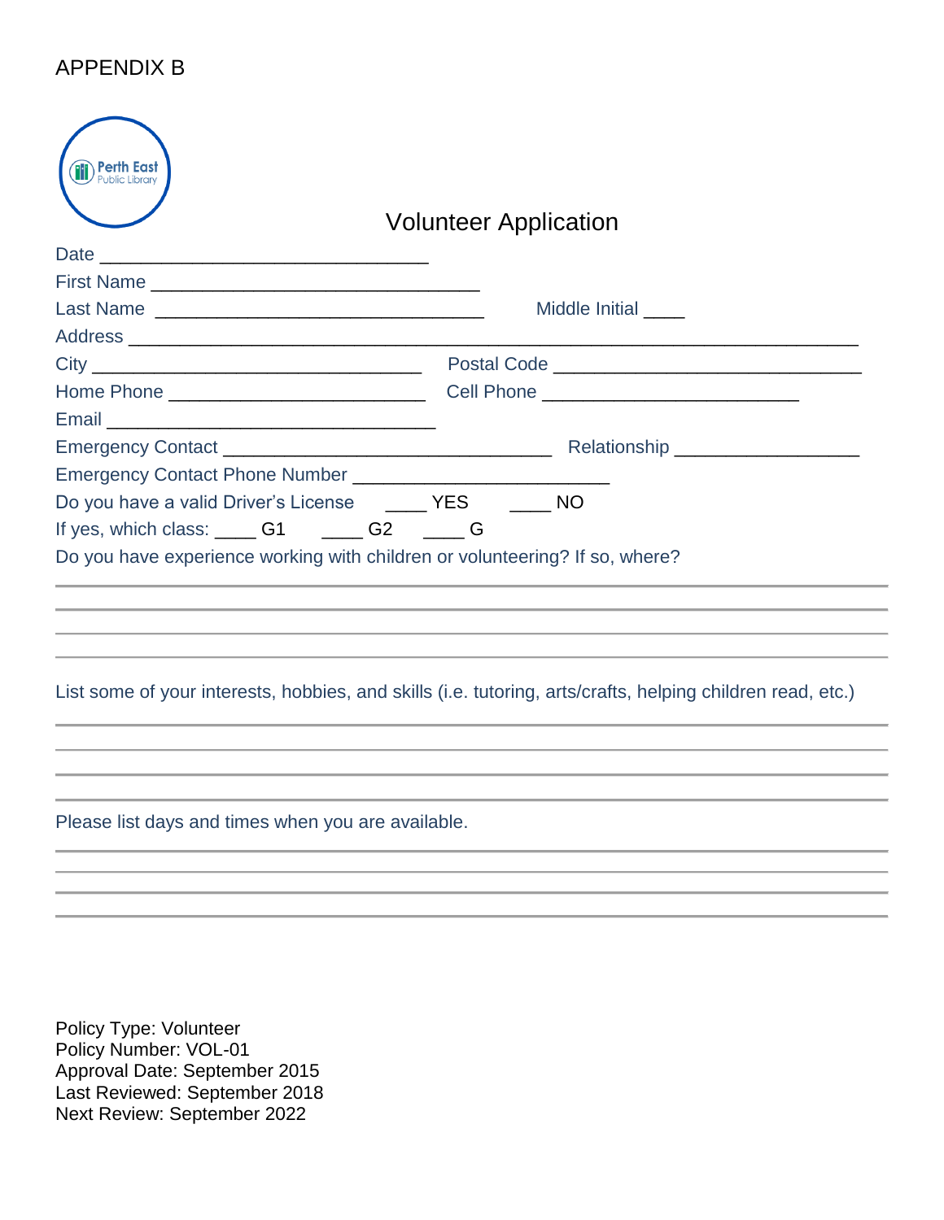APPENDIX B

Perth East Public Library

# Volunteer Application

Date ______________________________

First Name ______________________________

Last Name ______________________________ Middle Initial ____

Address ____________________________________________________________________

City ______________________________ Postal Code ____________________________

Home Phone ________________________ Cell Phone ________________________

Email ______________________________

Emergency Contact ______________________________ Relationship _________________

Emergency Contact Phone Number ________________________

Do you have a valid Driver's License ____ YES ____ NO

If yes, which class: ____ G1 ____ G2 ____ G

Do you have experience working with children or volunteering? If so, where?

_______________________________________________________________________________

_______________________________________________________________________________

_______________________________________________________________________________

_______________________________________________________________________________

List some of your interests, hobbies, and skills (i.e. tutoring, arts/crafts, helping children read, etc.)

_______________________________________________________________________________

_______________________________________________________________________________

_______________________________________________________________________________

_______________________________________________________________________________

Please list days and times when you are available.

_______________________________________________________________________________

_______________________________________________________________________________

_______________________________________________________________________________

_______________________________________________________________________________

Policy Type: Volunteer
Policy Number: VOL-01
Approval Date: September 2015
Last Reviewed: September 2018
Next Review: September 2022